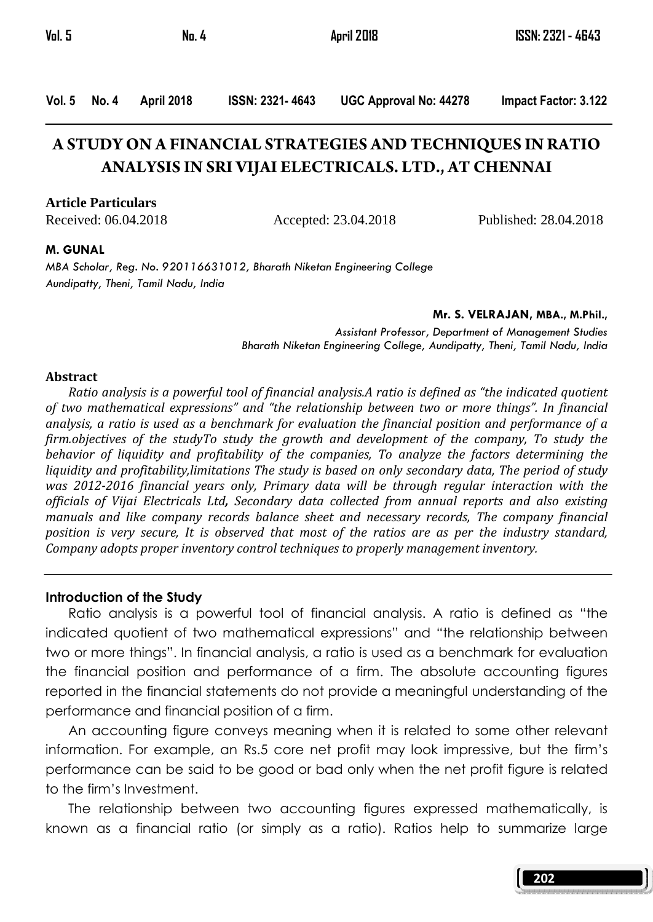# A STUDY ON A FINANCIAL STRATEGIES AND TECHNIQUES IN RATIO ANALYSIS IN SRI VIJAI ELECTRICALS. LTD., AT CHENNAI

**Article Particulars**

Received: 06.04.2018 Accepted: 23.04.2018 Published: 28.04.2018

**M. GUNAL**

*MBA Scholar, Reg. No. 920116631012, Bharath Niketan Engineering College*
*Aundipatty, Theni, Tamil Nadu, India*

**Mr. S. VELRAJAN, MBA., M.Phil.,**

*Assistant Professor, Department of Management Studies*
*Bharath Niketan Engineering College, Aundipatty, Theni, Tamil Nadu, India*

## Abstract

*Ratio analysis is a powerful tool of financial analysis.A ratio is defined as "the indicated quotient of two mathematical expressions" and "the relationship between two or more things". In financial analysis, a ratio is used as a benchmark for evaluation the financial position and performance of a firm.objectives of the studyTo study the growth and development of the company, To study the behavior of liquidity and profitability of the companies, To analyze the factors determining the liquidity and profitability,limitations The study is based on only secondary data, The period of study was 2012-2016 financial years only, Primary data will be through regular interaction with the officials of Vijai Electricals Ltd**,** Secondary data collected from annual reports and also existing manuals and like company records balance sheet and necessary records, The company financial position is very secure, It is observed that most of the ratios are as per the industry standard, Company adopts proper inventory control techniques to properly management inventory.*

## Introduction of the Study

Ratio analysis is a powerful tool of financial analysis. A ratio is defined as "the indicated quotient of two mathematical expressions" and "the relationship between two or more things". In financial analysis, a ratio is used as a benchmark for evaluation the financial position and performance of a firm. The absolute accounting figures reported in the financial statements do not provide a meaningful understanding of the performance and financial position of a firm.

An accounting figure conveys meaning when it is related to some other relevant information. For example, an Rs.5 core net profit may look impressive, but the firm's performance can be said to be good or bad only when the net profit figure is related to the firm's Investment.

The relationship between two accounting figures expressed mathematically, is known as a financial ratio (or simply as a ratio). Ratios help to summarize large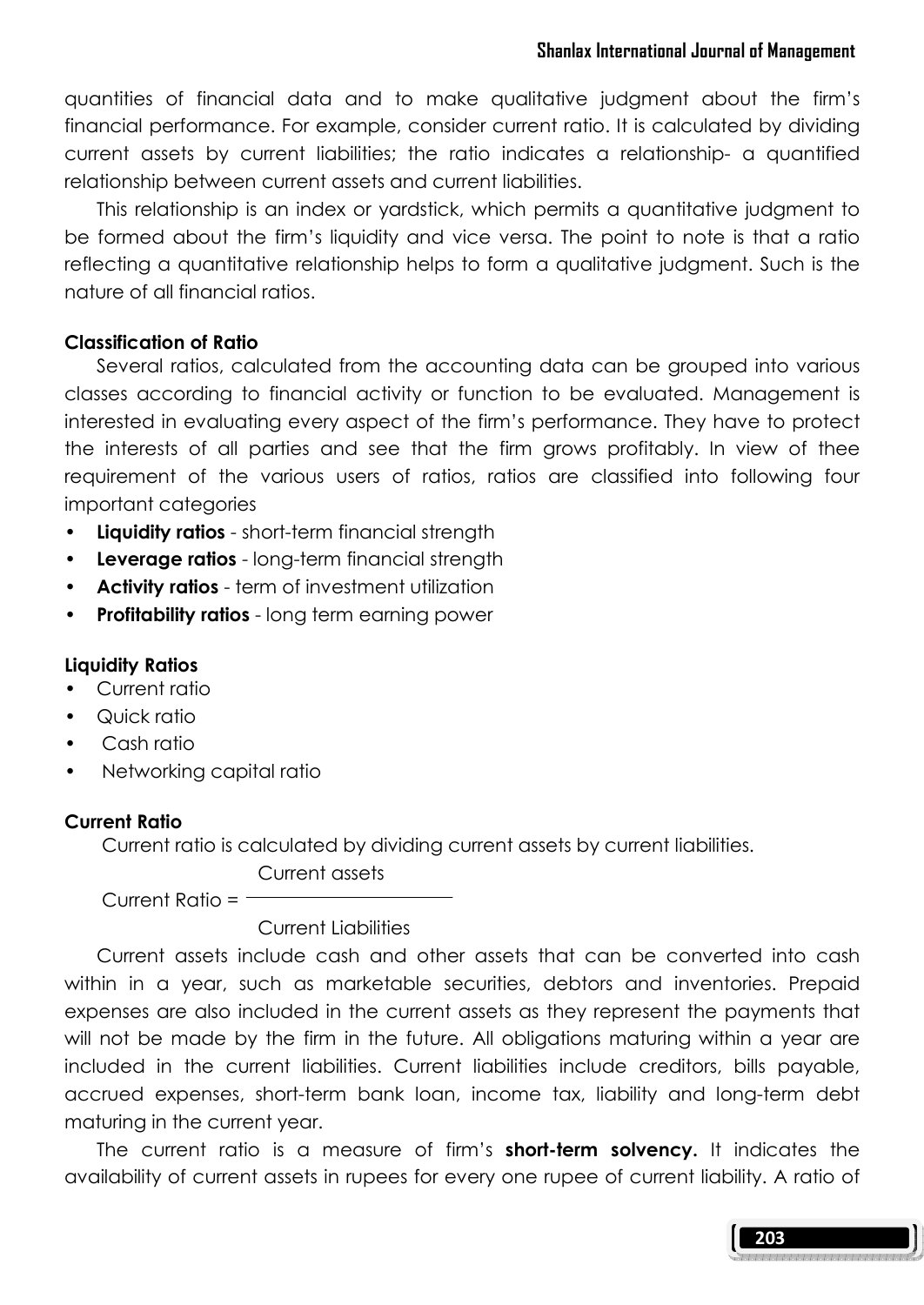quantities of financial data and to make qualitative judgment about the firm's financial performance. For example, consider current ratio. It is calculated by dividing current assets by current liabilities; the ratio indicates a relationship- a quantified relationship between current assets and current liabilities.

This relationship is an index or yardstick, which permits a quantitative judgment to be formed about the firm's liquidity and vice versa. The point to note is that a ratio reflecting a quantitative relationship helps to form a qualitative judgment. Such is the nature of all financial ratios.

**Classification of Ratio**

Several ratios, calculated from the accounting data can be grouped into various classes according to financial activity or function to be evaluated. Management is interested in evaluating every aspect of the firm's performance. They have to protect the interests of all parties and see that the firm grows profitably. In view of thee requirement of the various users of ratios, ratios are classified into following four important categories

- **Liquidity ratios** - short-term financial strength
- **Leverage ratios** - long-term financial strength
- **Activity ratios** - term of investment utilization
- **Profitability ratios** - long term earning power

**Liquidity Ratios**

- Current ratio
- Quick ratio
- Cash ratio
- Networking capital ratio

**Current Ratio**

Current ratio is calculated by dividing current assets by current liabilities.

$$\text{Current Ratio} = \frac{\text{Current assets}}{\text{Current Liabilities}}$$

Current assets include cash and other assets that can be converted into cash within in a year, such as marketable securities, debtors and inventories. Prepaid expenses are also included in the current assets as they represent the payments that will not be made by the firm in the future. All obligations maturing within a year are included in the current liabilities. Current liabilities include creditors, bills payable, accrued expenses, short-term bank loan, income tax, liability and long-term debt maturing in the current year.

The current ratio is a measure of firm's **short-term solvency.** It indicates the availability of current assets in rupees for every one rupee of current liability. A ratio of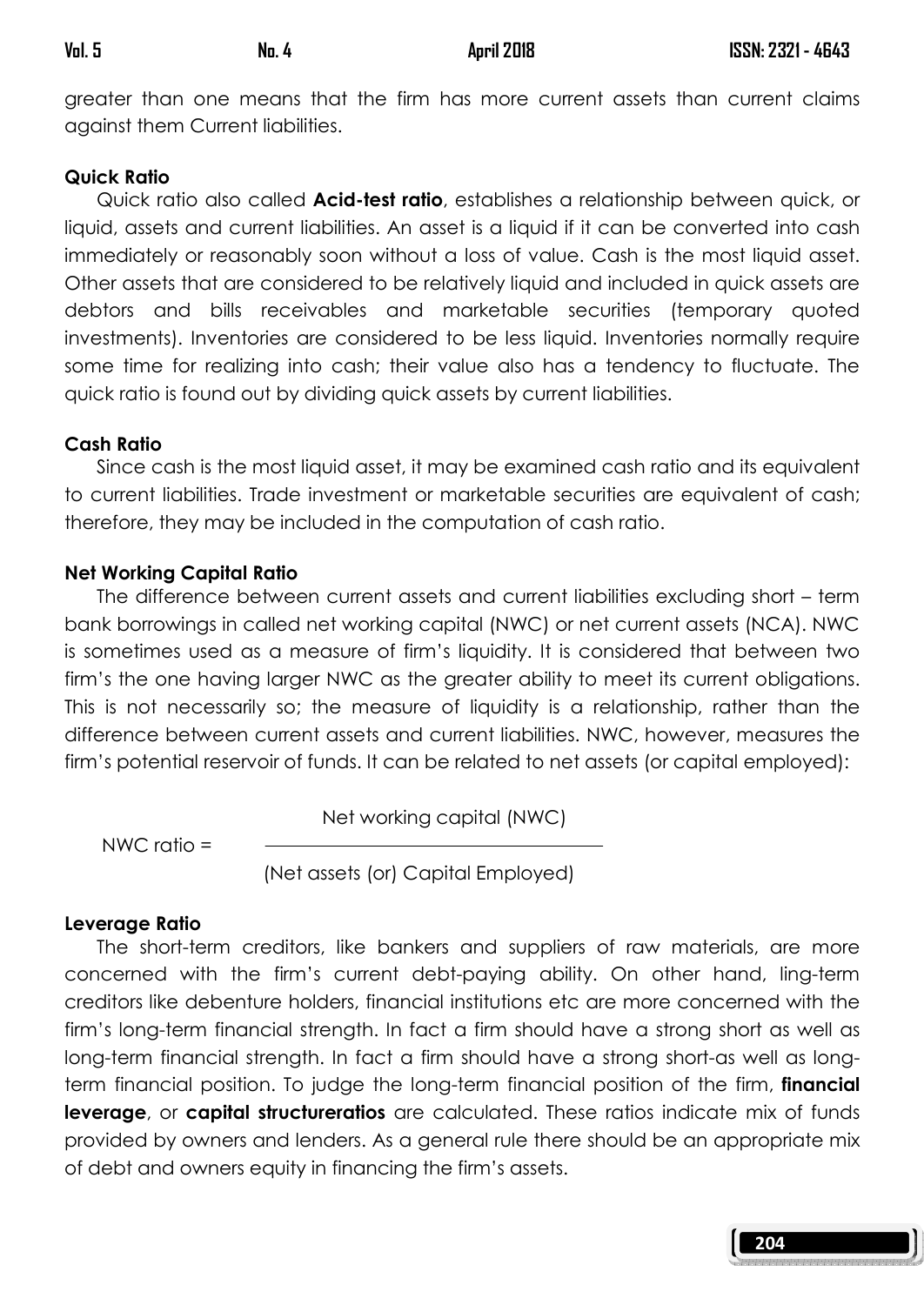greater than one means that the firm has more current assets than current claims against them Current liabilities.

**Quick Ratio**

Quick ratio also called **Acid-test ratio**, establishes a relationship between quick, or liquid, assets and current liabilities. An asset is a liquid if it can be converted into cash immediately or reasonably soon without a loss of value. Cash is the most liquid asset. Other assets that are considered to be relatively liquid and included in quick assets are debtors and bills receivables and marketable securities (temporary quoted investments). Inventories are considered to be less liquid. Inventories normally require some time for realizing into cash; their value also has a tendency to fluctuate. The quick ratio is found out by dividing quick assets by current liabilities.

**Cash Ratio**

Since cash is the most liquid asset, it may be examined cash ratio and its equivalent to current liabilities. Trade investment or marketable securities are equivalent of cash; therefore, they may be included in the computation of cash ratio.

**Net Working Capital Ratio**

The difference between current assets and current liabilities excluding short – term bank borrowings in called net working capital (NWC) or net current assets (NCA). NWC is sometimes used as a measure of firm's liquidity. It is considered that between two firm's the one having larger NWC as the greater ability to meet its current obligations. This is not necessarily so; the measure of liquidity is a relationship, rather than the difference between current assets and current liabilities. NWC, however, measures the firm's potential reservoir of funds. It can be related to net assets (or capital employed):

$$\text{NWC ratio} = \frac{\text{Net working capital (NWC)}}{\text{(Net assets (or) Capital Employed)}}$$

**Leverage Ratio**

The short-term creditors, like bankers and suppliers of raw materials, are more concerned with the firm's current debt-paying ability. On other hand, ling-term creditors like debenture holders, financial institutions etc are more concerned with the firm's long-term financial strength. In fact a firm should have a strong short as well as long-term financial strength. In fact a firm should have a strong short-as well as long-term financial position. To judge the long-term financial position of the firm, **financial leverage**, or **capital structureratios** are calculated. These ratios indicate mix of funds provided by owners and lenders. As a general rule there should be an appropriate mix of debt and owners equity in financing the firm's assets.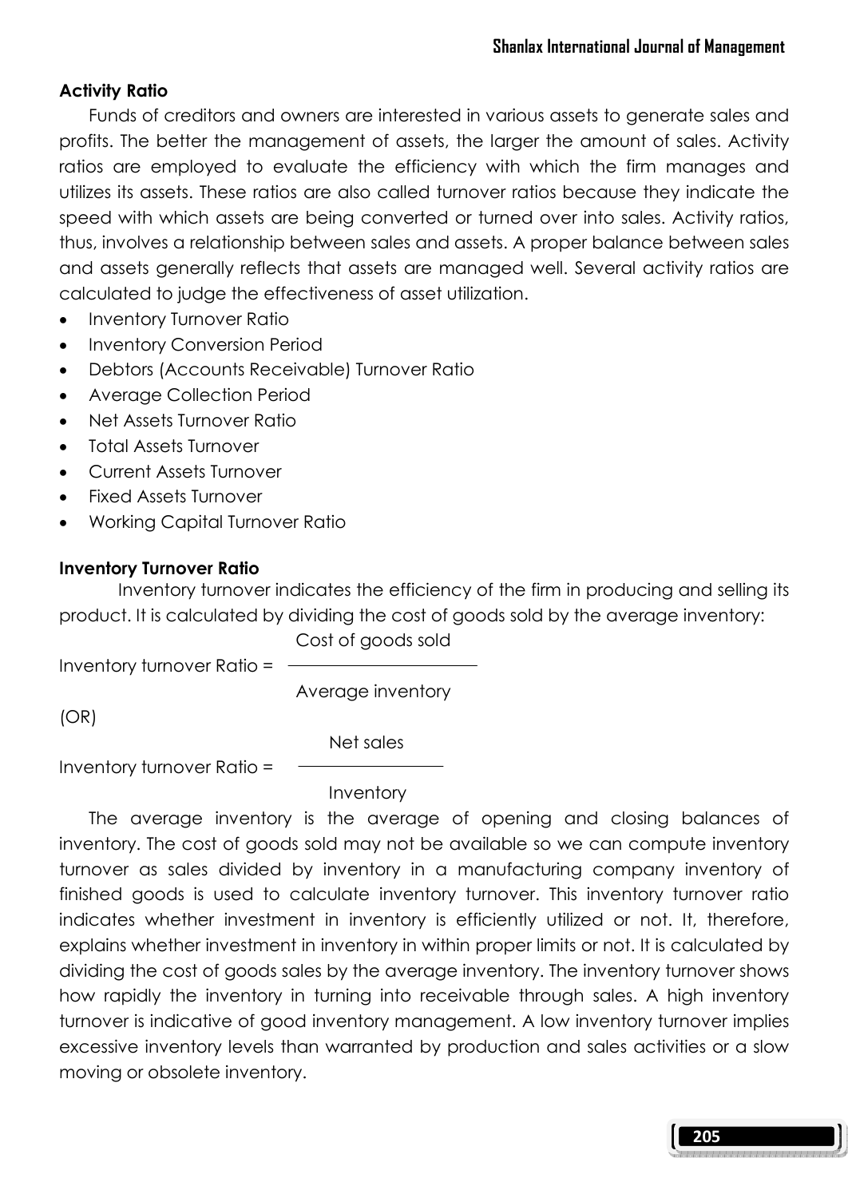**Activity Ratio**

Funds of creditors and owners are interested in various assets to generate sales and profits. The better the management of assets, the larger the amount of sales. Activity ratios are employed to evaluate the efficiency with which the firm manages and utilizes its assets. These ratios are also called turnover ratios because they indicate the speed with which assets are being converted or turned over into sales. Activity ratios, thus, involves a relationship between sales and assets. A proper balance between sales and assets generally reflects that assets are managed well. Several activity ratios are calculated to judge the effectiveness of asset utilization.

- Inventory Turnover Ratio
- Inventory Conversion Period
- Debtors (Accounts Receivable) Turnover Ratio
- Average Collection Period
- Net Assets Turnover Ratio
- Total Assets Turnover
- Current Assets Turnover
- Fixed Assets Turnover
- Working Capital Turnover Ratio

**Inventory Turnover Ratio**

Inventory turnover indicates the efficiency of the firm in producing and selling its product. It is calculated by dividing the cost of goods sold by the average inventory:

$$\text{Inventory turnover Ratio} = \frac{\text{Cost of goods sold}}{\text{Average inventory}}$$

(OR)

$$\text{Inventory turnover Ratio} = \frac{\text{Net sales}}{\text{Inventory}}$$

The average inventory is the average of opening and closing balances of inventory. The cost of goods sold may not be available so we can compute inventory turnover as sales divided by inventory in a manufacturing company inventory of finished goods is used to calculate inventory turnover. This inventory turnover ratio indicates whether investment in inventory is efficiently utilized or not. It, therefore, explains whether investment in inventory in within proper limits or not. It is calculated by dividing the cost of goods sales by the average inventory. The inventory turnover shows how rapidly the inventory in turning into receivable through sales. A high inventory turnover is indicative of good inventory management. A low inventory turnover implies excessive inventory levels than warranted by production and sales activities or a slow moving or obsolete inventory.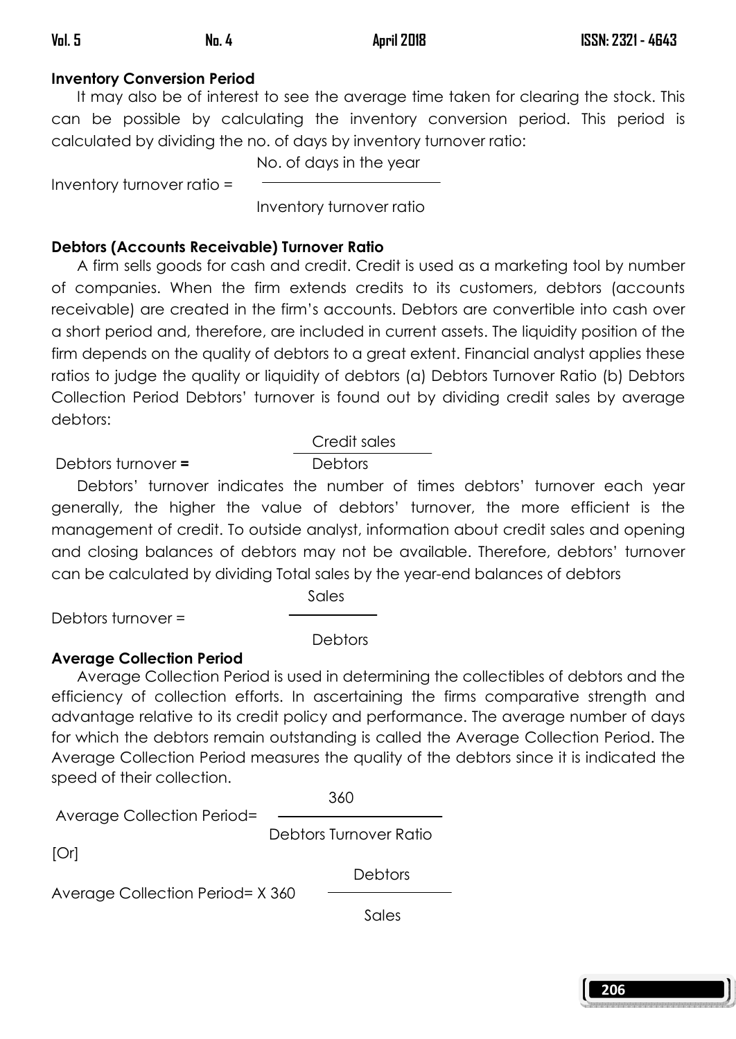**Inventory Conversion Period**

It may also be of interest to see the average time taken for clearing the stock. This can be possible by calculating the inventory conversion period. This period is calculated by dividing the no. of days by inventory turnover ratio:

$$\text{Inventory turnover ratio} = \frac{\text{No. of days in the year}}{\text{Inventory turnover ratio}}$$

**Debtors (Accounts Receivable) Turnover Ratio**

A firm sells goods for cash and credit. Credit is used as a marketing tool by number of companies. When the firm extends credits to its customers, debtors (accounts receivable) are created in the firm's accounts. Debtors are convertible into cash over a short period and, therefore, are included in current assets. The liquidity position of the firm depends on the quality of debtors to a great extent. Financial analyst applies these ratios to judge the quality or liquidity of debtors (a) Debtors Turnover Ratio (b) Debtors Collection Period Debtors' turnover is found out by dividing credit sales by average debtors:

$$\text{Debtors turnover} = \frac{\text{Credit sales}}{\text{Debtors}}$$

Debtors' turnover indicates the number of times debtors' turnover each year generally, the higher the value of debtors' turnover, the more efficient is the management of credit. To outside analyst, information about credit sales and opening and closing balances of debtors may not be available. Therefore, debtors' turnover can be calculated by dividing Total sales by the year-end balances of debtors

$$\text{Debtors turnover} = \frac{\text{Sales}}{\text{Debtors}}$$

**Average Collection Period**

Average Collection Period is used in determining the collectibles of debtors and the efficiency of collection efforts. In ascertaining the firms comparative strength and advantage relative to its credit policy and performance. The average number of days for which the debtors remain outstanding is called the Average Collection Period. The Average Collection Period measures the quality of the debtors since it is indicated the speed of their collection.

$$\text{Average Collection Period} = \frac{360}{\text{Debtors Turnover Ratio}}$$

[Or]

$$\text{Average Collection Period} = \times 360 \; \frac{\text{Debtors}}{\text{Sales}}$$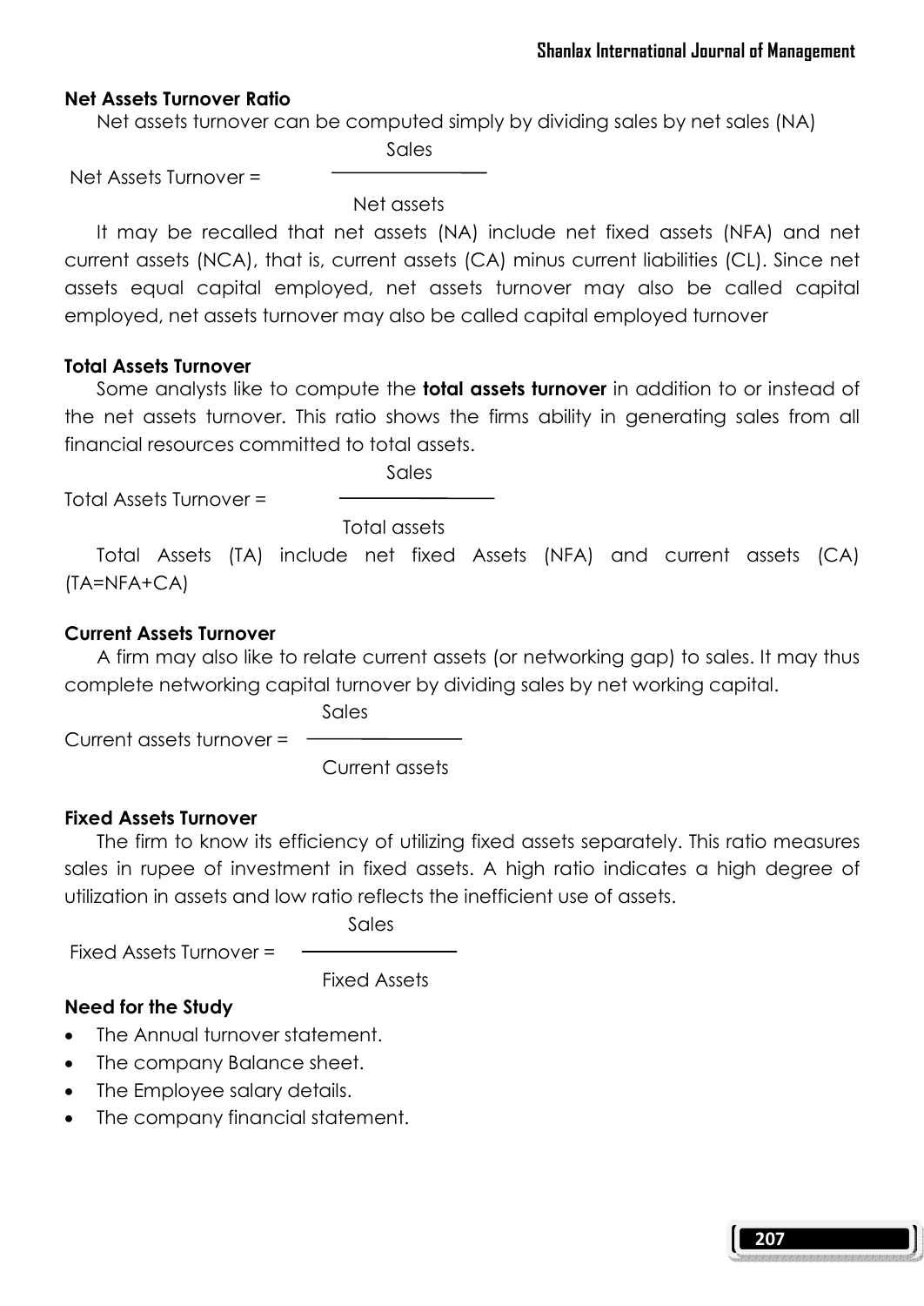**Net Assets Turnover Ratio**

Net assets turnover can be computed simply by dividing sales by net sales (NA)

$$\text{Net Assets Turnover} = \frac{\text{Sales}}{\text{Net assets}}$$

It may be recalled that net assets (NA) include net fixed assets (NFA) and net current assets (NCA), that is, current assets (CA) minus current liabilities (CL). Since net assets equal capital employed, net assets turnover may also be called capital employed, net assets turnover may also be called capital employed turnover

**Total Assets Turnover**

Some analysts like to compute the **total assets turnover** in addition to or instead of the net assets turnover. This ratio shows the firms ability in generating sales from all financial resources committed to total assets.

$$\text{Total Assets Turnover} = \frac{\text{Sales}}{\text{Total assets}}$$

Total Assets (TA) include net fixed Assets (NFA) and current assets (CA) (TA=NFA+CA)

**Current Assets Turnover**

A firm may also like to relate current assets (or networking gap) to sales. It may thus complete networking capital turnover by dividing sales by net working capital.

$$\text{Current assets turnover} = \frac{\text{Sales}}{\text{Current assets}}$$

**Fixed Assets Turnover**

The firm to know its efficiency of utilizing fixed assets separately. This ratio measures sales in rupee of investment in fixed assets. A high ratio indicates a high degree of utilization in assets and low ratio reflects the inefficient use of assets.

$$\text{Fixed Assets Turnover} = \frac{\text{Sales}}{\text{Fixed Assets}}$$

**Need for the Study**

- The Annual turnover statement.
- The company Balance sheet.
- The Employee salary details.
- The company financial statement.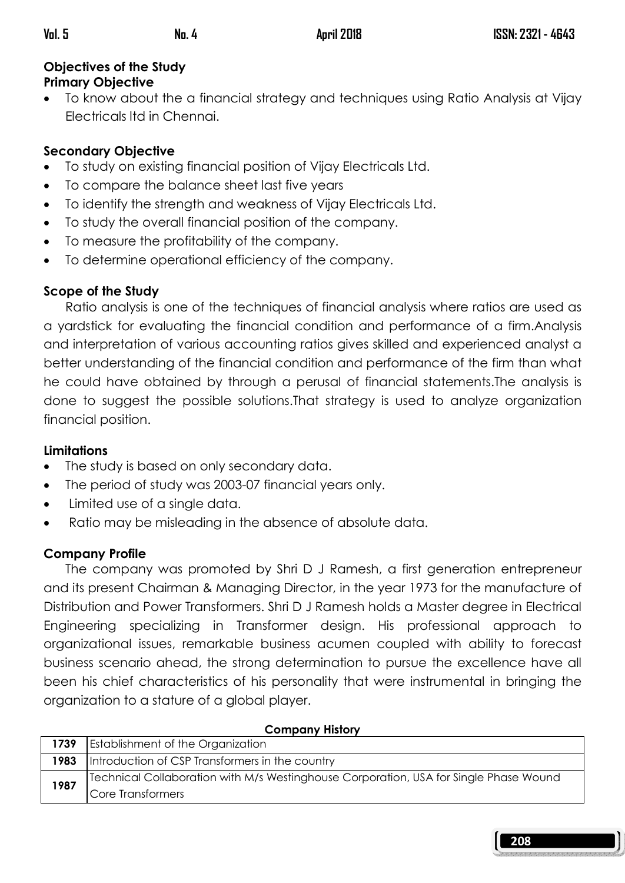## Objectives of the Study

### Primary Objective

- To know about the a financial strategy and techniques using Ratio Analysis at Vijay Electricals ltd in Chennai.

### Secondary Objective

- To study on existing financial position of Vijay Electricals Ltd.
- To compare the balance sheet last five years
- To identify the strength and weakness of Vijay Electricals Ltd.
- To study the overall financial position of the company.
- To measure the profitability of the company.
- To determine operational efficiency of the company.

## Scope of the Study

Ratio analysis is one of the techniques of financial analysis where ratios are used as a yardstick for evaluating the financial condition and performance of a firm.Analysis and interpretation of various accounting ratios gives skilled and experienced analyst a better understanding of the financial condition and performance of the firm than what he could have obtained by through a perusal of financial statements.The analysis is done to suggest the possible solutions.That strategy is used to analyze organization financial position.

## Limitations

- The study is based on only secondary data.
- The period of study was 2003-07 financial years only.
- Limited use of a single data.
- Ratio may be misleading in the absence of absolute data.

## Company Profile

The company was promoted by Shri D J Ramesh, a first generation entrepreneur and its present Chairman & Managing Director, in the year 1973 for the manufacture of Distribution and Power Transformers. Shri D J Ramesh holds a Master degree in Electrical Engineering specializing in Transformer design. His professional approach to organizational issues, remarkable business acumen coupled with ability to forecast business scenario ahead, the strong determination to pursue the excellence have all been his chief characteristics of his personality that were instrumental in bringing the organization to a stature of a global player.

**Company History**

| Year | Event |
|---|---|
| **1739** | Establishment of the Organization |
| **1983** | Introduction of CSP Transformers in the country |
| **1987** | Technical Collaboration with M/s Westinghouse Corporation, USA for Single Phase Wound Core Transformers |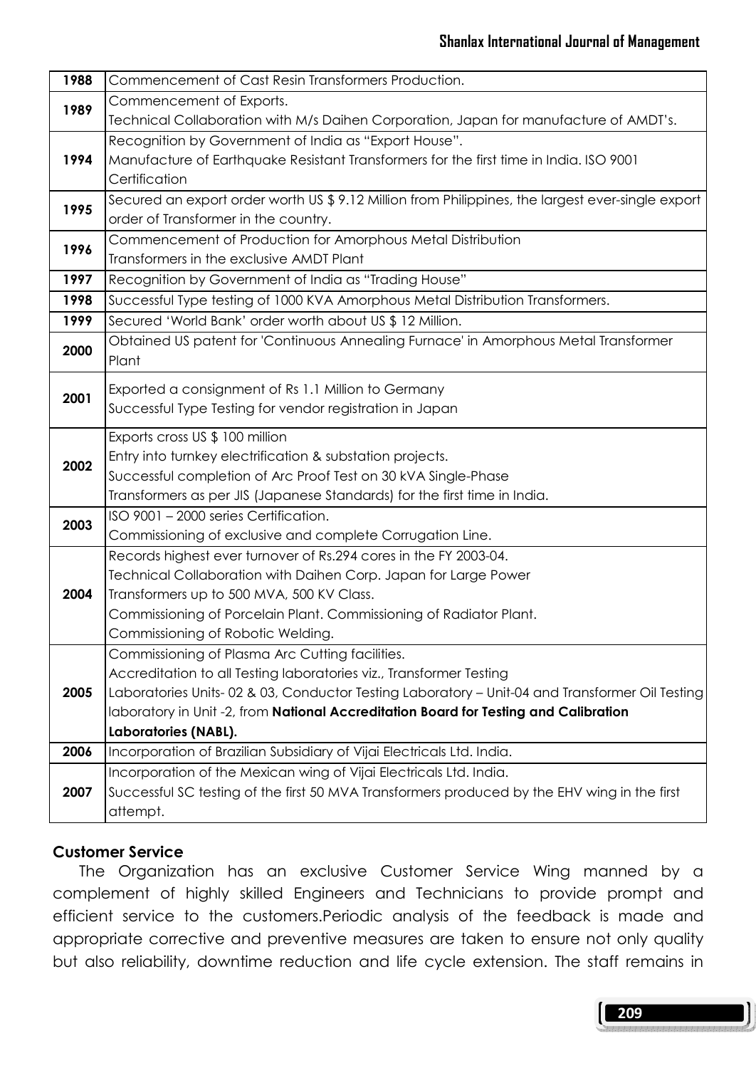| | |
|---|---|
| 1988 | Commencement of Cast Resin Transformers Production. |
| 1989 | Commencement of Exports.<br>Technical Collaboration with M/s Daihen Corporation, Japan for manufacture of AMDT's. |
| 1994 | Recognition by Government of India as "Export House".<br>Manufacture of Earthquake Resistant Transformers for the first time in India. ISO 9001 Certification |
| 1995 | Secured an export order worth US $ 9.12 Million from Philippines, the largest ever-single export order of Transformer in the country. |
| 1996 | Commencement of Production for Amorphous Metal Distribution Transformers in the exclusive AMDT Plant |
| 1997 | Recognition by Government of India as "Trading House" |
| 1998 | Successful Type testing of 1000 KVA Amorphous Metal Distribution Transformers. |
| 1999 | Secured 'World Bank' order worth about US $ 12 Million. |
| 2000 | Obtained US patent for 'Continuous Annealing Furnace' in Amorphous Metal Transformer Plant |
| 2001 | Exported a consignment of Rs 1.1 Million to Germany<br>Successful Type Testing for vendor registration in Japan |
| 2002 | Exports cross US $ 100 million<br>Entry into turnkey electrification & substation projects.<br>Successful completion of Arc Proof Test on 30 kVA Single-Phase Transformers as per JIS (Japanese Standards) for the first time in India. |
| 2003 | ISO 9001 – 2000 series Certification.<br>Commissioning of exclusive and complete Corrugation Line. |
| 2004 | Records highest ever turnover of Rs.294 cores in the FY 2003-04.<br>Technical Collaboration with Daihen Corp. Japan for Large Power Transformers up to 500 MVA, 500 KV Class.<br>Commissioning of Porcelain Plant. Commissioning of Radiator Plant.<br>Commissioning of Robotic Welding. |
| 2005 | Commissioning of Plasma Arc Cutting facilities.<br>Accreditation to all Testing laboratories viz., Transformer Testing Laboratories Units- 02 & 03, Conductor Testing Laboratory – Unit-04 and Transformer Oil Testing laboratory in Unit -2, from **National Accreditation Board for Testing and Calibration Laboratories (NABL).** |
| 2006 | Incorporation of Brazilian Subsidiary of Vijai Electricals Ltd. India. |
| 2007 | Incorporation of the Mexican wing of Vijai Electricals Ltd. India.<br>Successful SC testing of the first 50 MVA Transformers produced by the EHV wing in the first attempt. |

### Customer Service

The Organization has an exclusive Customer Service Wing manned by a complement of highly skilled Engineers and Technicians to provide prompt and efficient service to the customers.Periodic analysis of the feedback is made and appropriate corrective and preventive measures are taken to ensure not only quality but also reliability, downtime reduction and life cycle extension. The staff remains in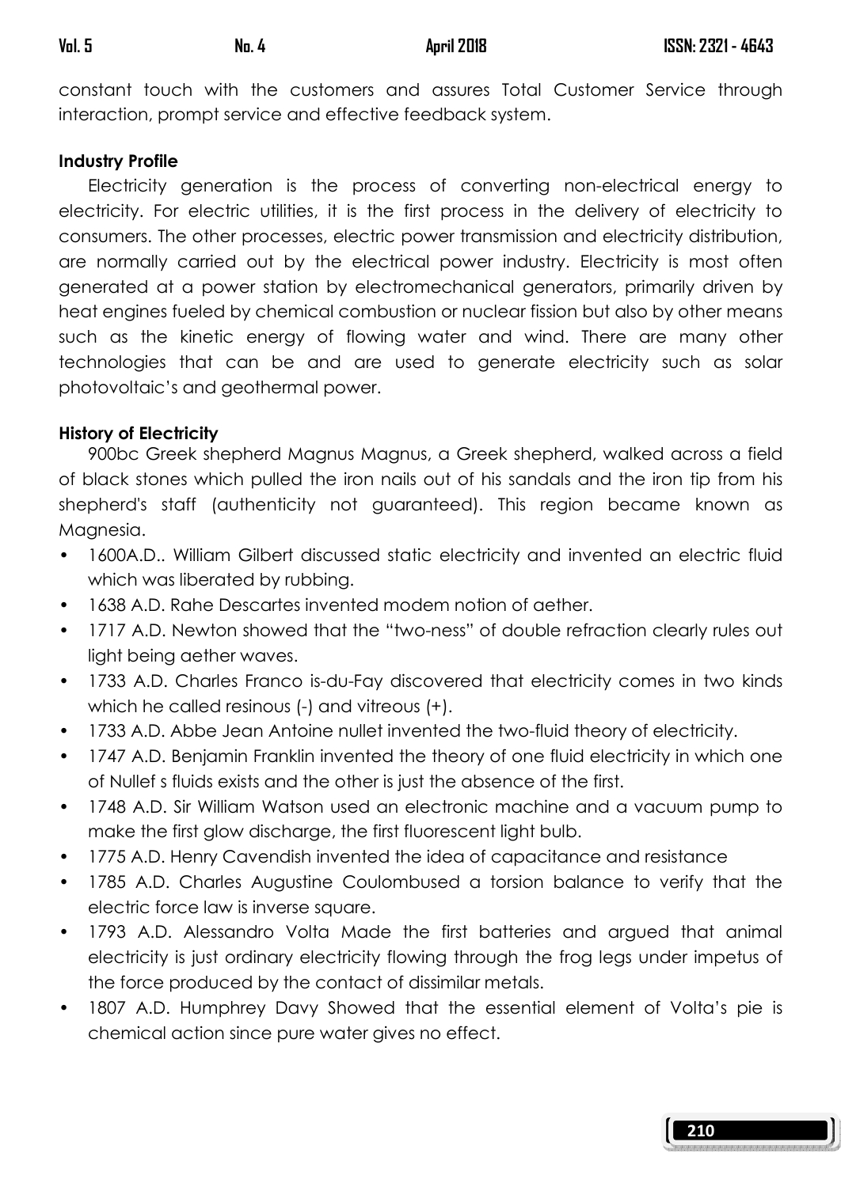constant touch with the customers and assures Total Customer Service through interaction, prompt service and effective feedback system.

**Industry Profile**

Electricity generation is the process of converting non-electrical energy to electricity. For electric utilities, it is the first process in the delivery of electricity to consumers. The other processes, electric power transmission and electricity distribution, are normally carried out by the electrical power industry. Electricity is most often generated at a power station by electromechanical generators, primarily driven by heat engines fueled by chemical combustion or nuclear fission but also by other means such as the kinetic energy of flowing water and wind. There are many other technologies that can be and are used to generate electricity such as solar photovoltaic's and geothermal power.

**History of Electricity**

900bc Greek shepherd Magnus Magnus, a Greek shepherd, walked across a field of black stones which pulled the iron nails out of his sandals and the iron tip from his shepherd's staff (authenticity not guaranteed). This region became known as Magnesia.

- 1600A.D.. William Gilbert discussed static electricity and invented an electric fluid which was liberated by rubbing.
- 1638 A.D. Rahe Descartes invented modem notion of aether.
- 1717 A.D. Newton showed that the "two-ness" of double refraction clearly rules out light being aether waves.
- 1733 A.D. Charles Franco is-du-Fay discovered that electricity comes in two kinds which he called resinous (-) and vitreous (+).
- 1733 A.D. Abbe Jean Antoine nullet invented the two-fluid theory of electricity.
- 1747 A.D. Benjamin Franklin invented the theory of one fluid electricity in which one of Nullef s fluids exists and the other is just the absence of the first.
- 1748 A.D. Sir William Watson used an electronic machine and a vacuum pump to make the first glow discharge, the first fluorescent light bulb.
- 1775 A.D. Henry Cavendish invented the idea of capacitance and resistance
- 1785 A.D. Charles Augustine Coulombused a torsion balance to verify that the electric force law is inverse square.
- 1793 A.D. Alessandro Volta Made the first batteries and argued that animal electricity is just ordinary electricity flowing through the frog legs under impetus of the force produced by the contact of dissimilar metals.
- 1807 A.D. Humphrey Davy Showed that the essential element of Volta's pie is chemical action since pure water gives no effect.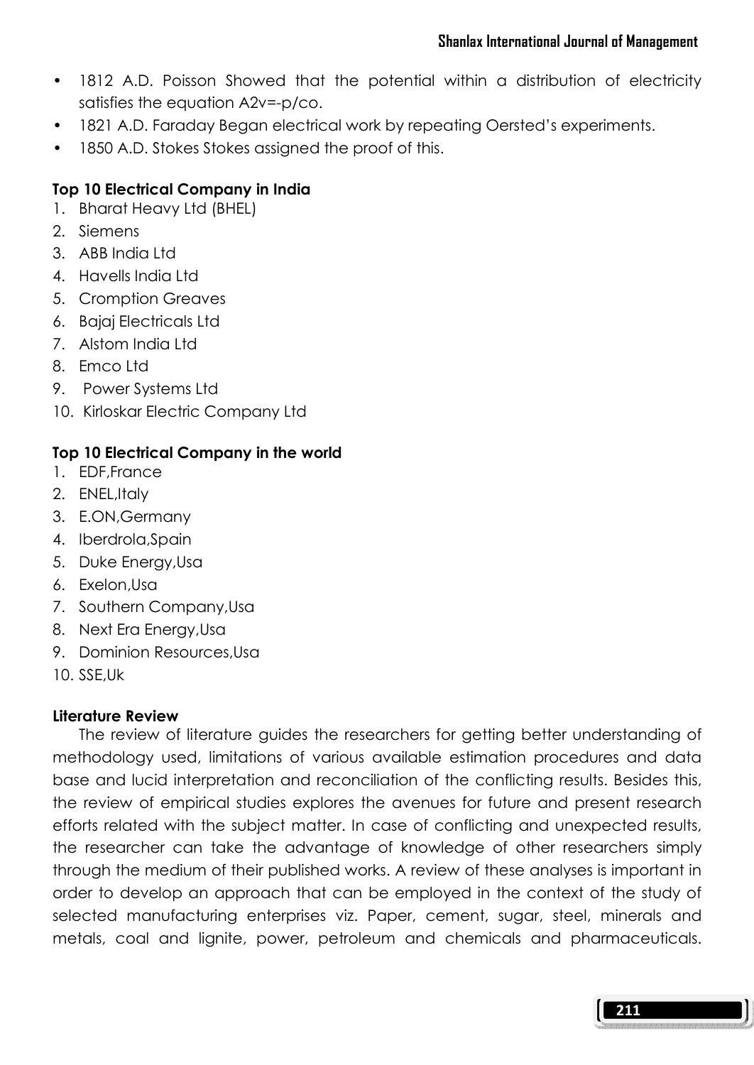- 1812 A.D. Poisson Showed that the potential within a distribution of electricity satisfies the equation A2v=-p/co.
- 1821 A.D. Faraday Began electrical work by repeating Oersted's experiments.
- 1850 A.D. Stokes Stokes assigned the proof of this.

**Top 10 Electrical Company in India**

1. Bharat Heavy Ltd (BHEL)
2. Siemens
3. ABB India Ltd
4. Havells India Ltd
5. Cromption Greaves
6. Bajaj Electricals Ltd
7. Alstom India Ltd
8. Emco Ltd
9. Power Systems Ltd
10. Kirloskar Electric Company Ltd

**Top 10 Electrical Company in the world**

1. EDF,France
2. ENEL,Italy
3. E.ON,Germany
4. Iberdrola,Spain
5. Duke Energy,Usa
6. Exelon,Usa
7. Southern Company,Usa
8. Next Era Energy,Usa
9. Dominion Resources,Usa
10. SSE,Uk

**Literature Review**

The review of literature guides the researchers for getting better understanding of methodology used, limitations of various available estimation procedures and data base and lucid interpretation and reconciliation of the conflicting results. Besides this, the review of empirical studies explores the avenues for future and present research efforts related with the subject matter. In case of conflicting and unexpected results, the researcher can take the advantage of knowledge of other researchers simply through the medium of their published works. A review of these analyses is important in order to develop an approach that can be employed in the context of the study of selected manufacturing enterprises viz. Paper, cement, sugar, steel, minerals and metals, coal and lignite, power, petroleum and chemicals and pharmaceuticals.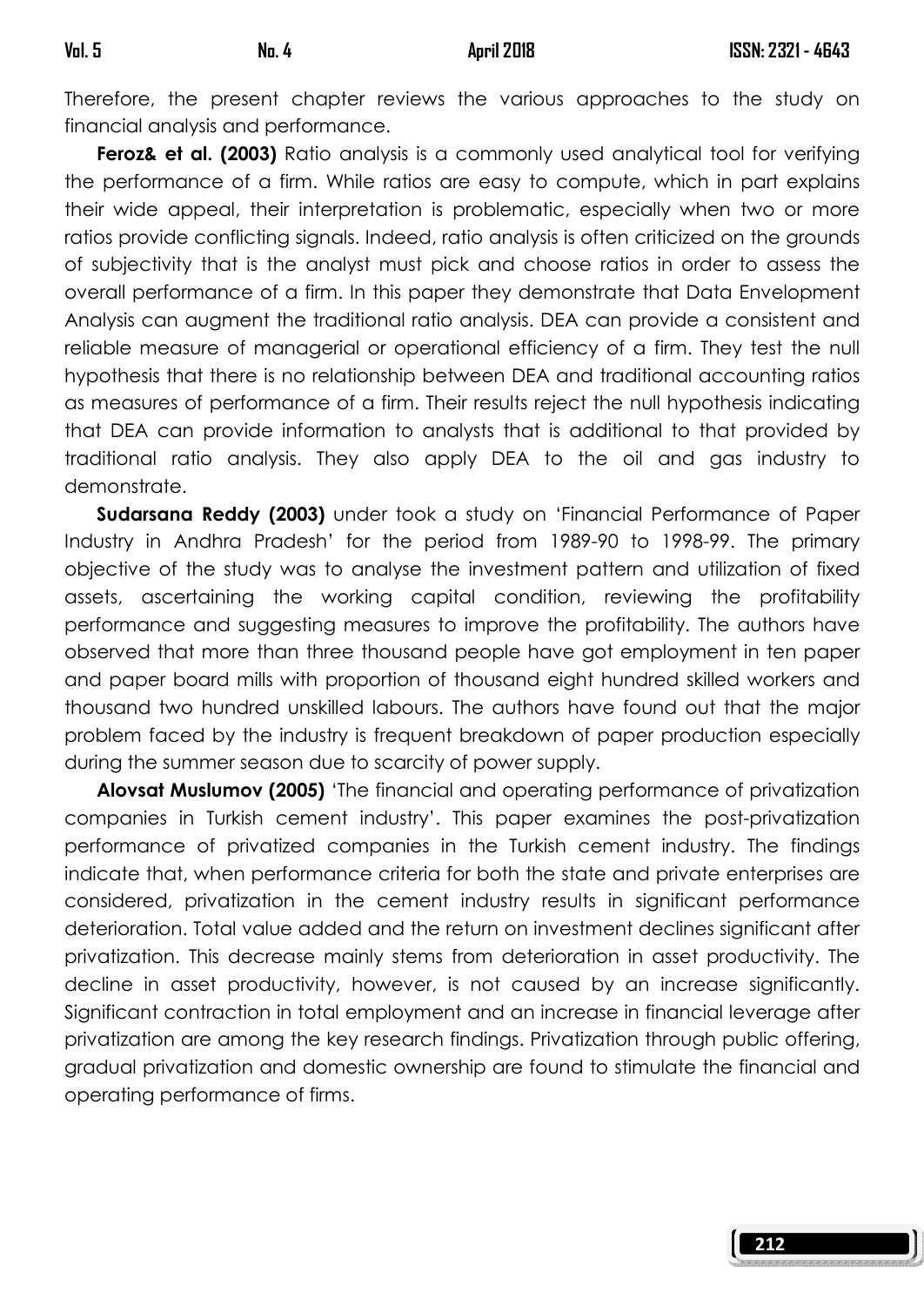Therefore, the present chapter reviews the various approaches to the study on financial analysis and performance.

**Feroz& et al. (2003)** Ratio analysis is a commonly used analytical tool for verifying the performance of a firm. While ratios are easy to compute, which in part explains their wide appeal, their interpretation is problematic, especially when two or more ratios provide conflicting signals. Indeed, ratio analysis is often criticized on the grounds of subjectivity that is the analyst must pick and choose ratios in order to assess the overall performance of a firm. In this paper they demonstrate that Data Envelopment Analysis can augment the traditional ratio analysis. DEA can provide a consistent and reliable measure of managerial or operational efficiency of a firm. They test the null hypothesis that there is no relationship between DEA and traditional accounting ratios as measures of performance of a firm. Their results reject the null hypothesis indicating that DEA can provide information to analysts that is additional to that provided by traditional ratio analysis. They also apply DEA to the oil and gas industry to demonstrate.

**Sudarsana Reddy (2003)** under took a study on 'Financial Performance of Paper Industry in Andhra Pradesh' for the period from 1989-90 to 1998-99. The primary objective of the study was to analyse the investment pattern and utilization of fixed assets, ascertaining the working capital condition, reviewing the profitability performance and suggesting measures to improve the profitability. The authors have observed that more than three thousand people have got employment in ten paper and paper board mills with proportion of thousand eight hundred skilled workers and thousand two hundred unskilled labours. The authors have found out that the major problem faced by the industry is frequent breakdown of paper production especially during the summer season due to scarcity of power supply.

**Alovsat Muslumov (2005)** 'The financial and operating performance of privatization companies in Turkish cement industry'. This paper examines the post-privatization performance of privatized companies in the Turkish cement industry. The findings indicate that, when performance criteria for both the state and private enterprises are considered, privatization in the cement industry results in significant performance deterioration. Total value added and the return on investment declines significant after privatization. This decrease mainly stems from deterioration in asset productivity. The decline in asset productivity, however, is not caused by an increase significantly. Significant contraction in total employment and an increase in financial leverage after privatization are among the key research findings. Privatization through public offering, gradual privatization and domestic ownership are found to stimulate the financial and operating performance of firms.